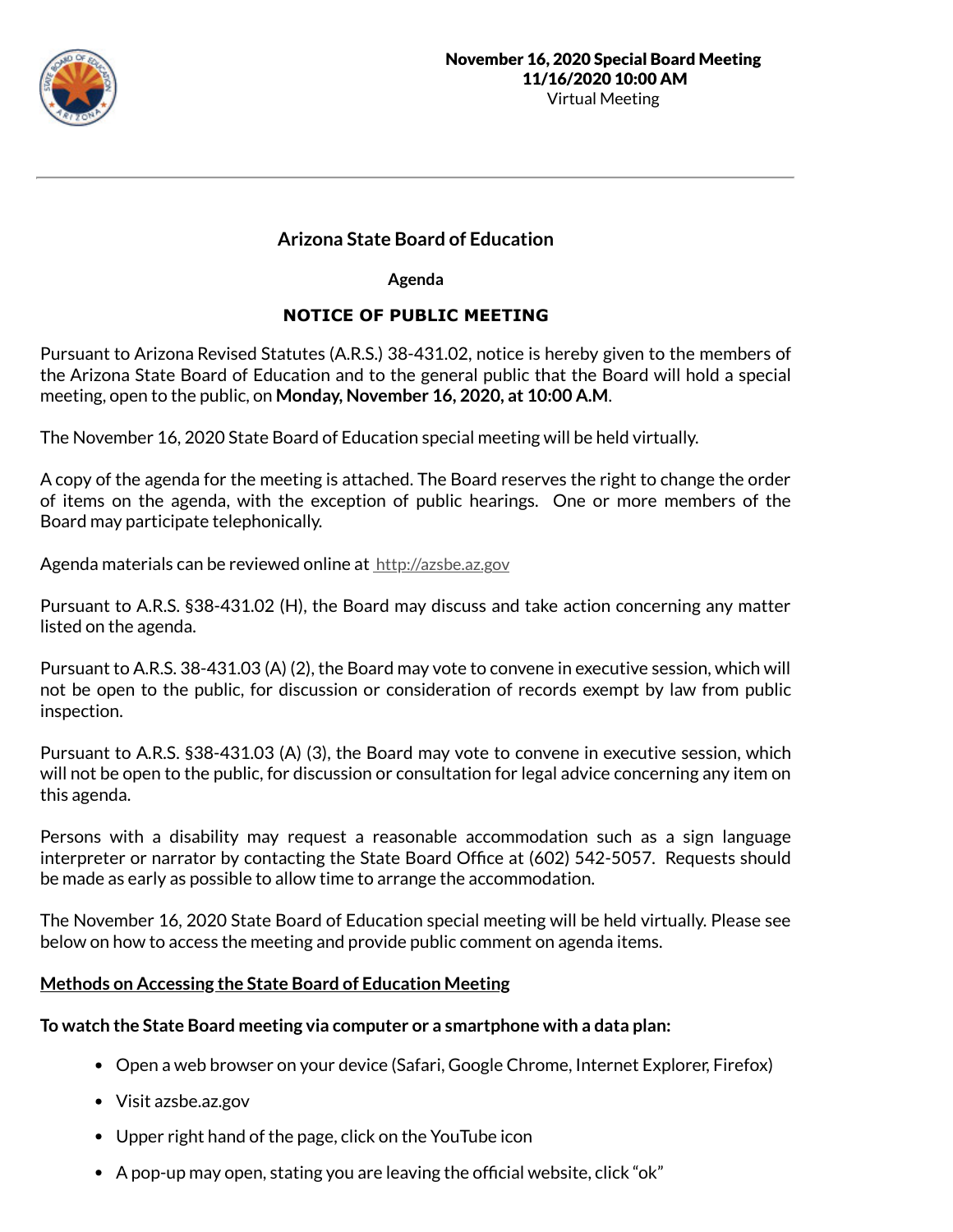**November 16, 2020 Special Board Meeting**
**11/16/2020 10:00 AM**
Virtual Meeting

# Arizona State Board of Education

**Agenda**

## NOTICE OF PUBLIC MEETING

Pursuant to Arizona Revised Statutes (A.R.S.) 38-431.02, notice is hereby given to the members of the Arizona State Board of Education and to the general public that the Board will hold a special meeting, open to the public, on **Monday, November 16, 2020, at 10:00 A.M**.

The November 16, 2020 State Board of Education special meeting will be held virtually.

A copy of the agenda for the meeting is attached. The Board reserves the right to change the order of items on the agenda, with the exception of public hearings. One or more members of the Board may participate telephonically.

Agenda materials can be reviewed online at http://azsbe.az.gov

Pursuant to A.R.S. §38-431.02 (H), the Board may discuss and take action concerning any matter listed on the agenda.

Pursuant to A.R.S. 38-431.03 (A) (2), the Board may vote to convene in executive session, which will not be open to the public, for discussion or consideration of records exempt by law from public inspection.

Pursuant to A.R.S. §38-431.03 (A) (3), the Board may vote to convene in executive session, which will not be open to the public, for discussion or consultation for legal advice concerning any item on this agenda.

Persons with a disability may request a reasonable accommodation such as a sign language interpreter or narrator by contacting the State Board Office at (602) 542-5057. Requests should be made as early as possible to allow time to arrange the accommodation.

The November 16, 2020 State Board of Education special meeting will be held virtually. Please see below on how to access the meeting and provide public comment on agenda items.

**Methods on Accessing the State Board of Education Meeting**

**To watch the State Board meeting via computer or a smartphone with a data plan:**

- Open a web browser on your device (Safari, Google Chrome, Internet Explorer, Firefox)
- Visit azsbe.az.gov
- Upper right hand of the page, click on the YouTube icon
- A pop-up may open, stating you are leaving the official website, click "ok"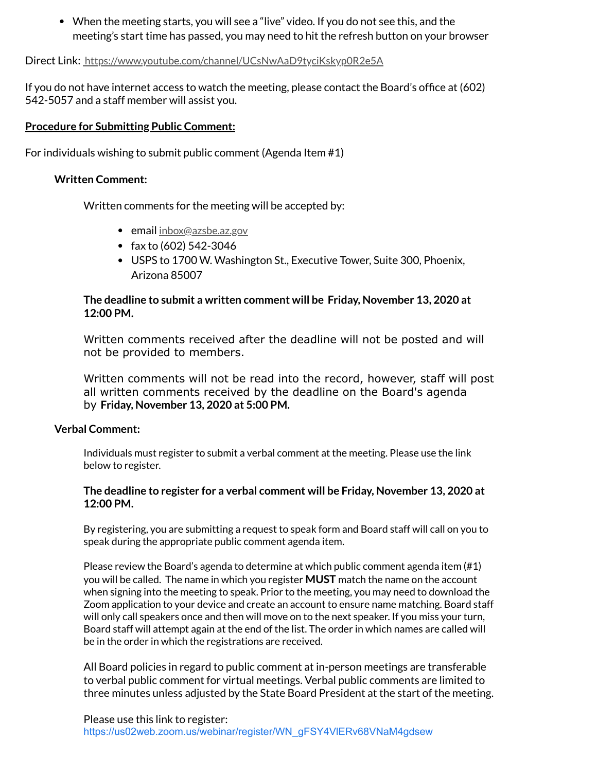- When the meeting starts, you will see a "live" video. If you do not see this, and the meeting's start time has passed, you may need to hit the refresh button on your browser

Direct Link: https://www.youtube.com/channel/UCsNwAaD9tyciKskyp0R2e5A

If you do not have internet access to watch the meeting, please contact the Board's office at (602) 542-5057 and a staff member will assist you.

**Procedure for Submitting Public Comment:**

For individuals wishing to submit public comment (Agenda Item #1)

**Written Comment:**

Written comments for the meeting will be accepted by:

- email inbox@azsbe.az.gov
- fax to (602) 542-3046
- USPS to 1700 W. Washington St., Executive Tower, Suite 300, Phoenix, Arizona 85007

**The deadline to submit a written comment will be Friday, November 13, 2020 at 12:00 PM.**

Written comments received after the deadline will not be posted and will not be provided to members.

Written comments will not be read into the record, however, staff will post all written comments received by the deadline on the Board's agenda by **Friday, November 13, 2020 at 5:00 PM.**

**Verbal Comment:**

Individuals must register to submit a verbal comment at the meeting. Please use the link below to register.

**The deadline to register for a verbal comment will be Friday, November 13, 2020 at 12:00 PM.**

By registering, you are submitting a request to speak form and Board staff will call on you to speak during the appropriate public comment agenda item.

Please review the Board's agenda to determine at which public comment agenda item (#1) you will be called. The name in which you register **MUST** match the name on the account when signing into the meeting to speak. Prior to the meeting, you may need to download the Zoom application to your device and create an account to ensure name matching. Board staff will only call speakers once and then will move on to the next speaker. If you miss your turn, Board staff will attempt again at the end of the list. The order in which names are called will be in the order in which the registrations are received.

All Board policies in regard to public comment at in-person meetings are transferable to verbal public comment for virtual meetings. Verbal public comments are limited to three minutes unless adjusted by the State Board President at the start of the meeting.

Please use this link to register:
https://us02web.zoom.us/webinar/register/WN_gFSY4VlERv68VNaM4gdsew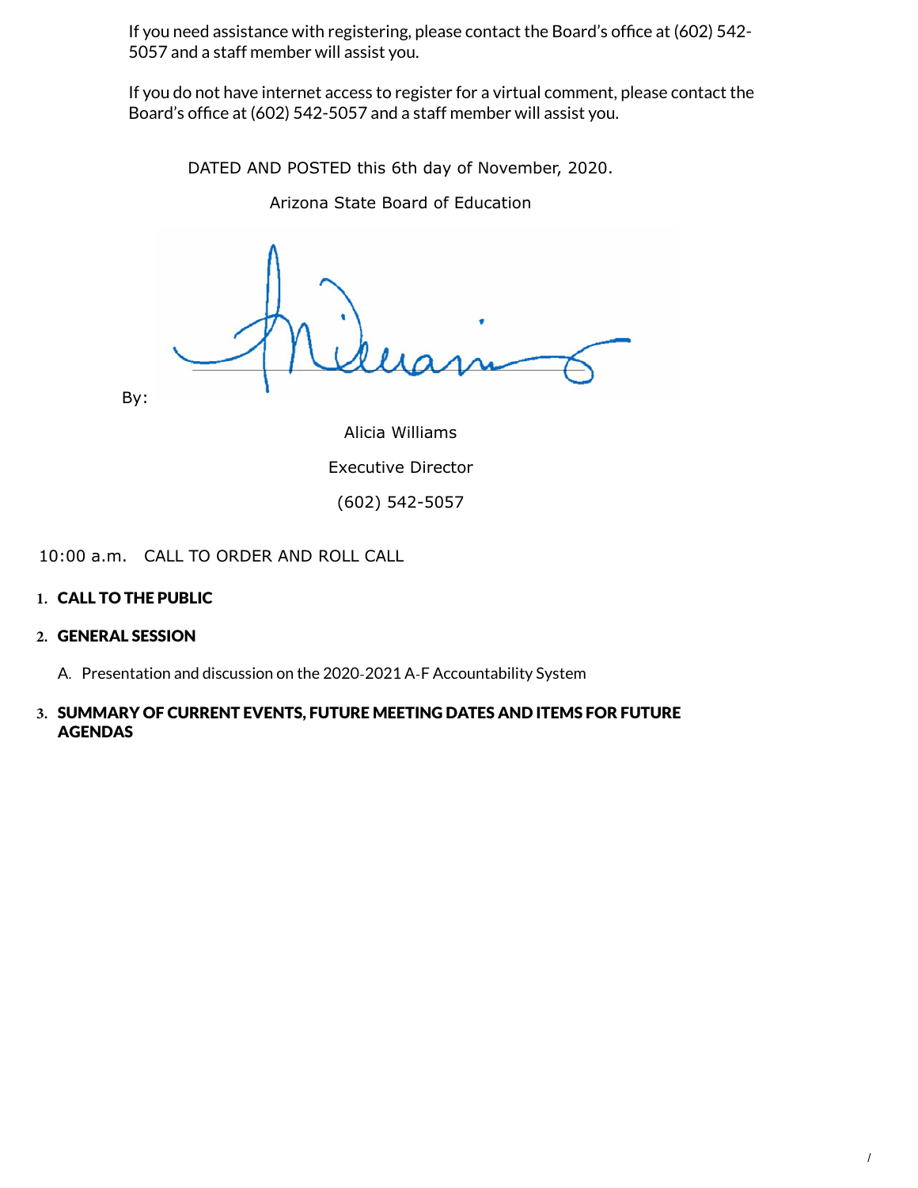If you need assistance with registering, please contact the Board's office at (602) 542-5057 and a staff member will assist you.

If you do not have internet access to register for a virtual comment, please contact the Board's office at (602) 542-5057 and a staff member will assist you.

DATED AND POSTED this 6th day of November, 2020.

Arizona State Board of Education

By:

Alicia Williams

Executive Director

(602) 542-5057

10:00 a.m. CALL TO ORDER AND ROLL CALL

1. **CALL TO THE PUBLIC**

2. **GENERAL SESSION**

   A. Presentation and discussion on the 2020-2021 A-F Accountability System

3. **SUMMARY OF CURRENT EVENTS, FUTURE MEETING DATES AND ITEMS FOR FUTURE AGENDAS**